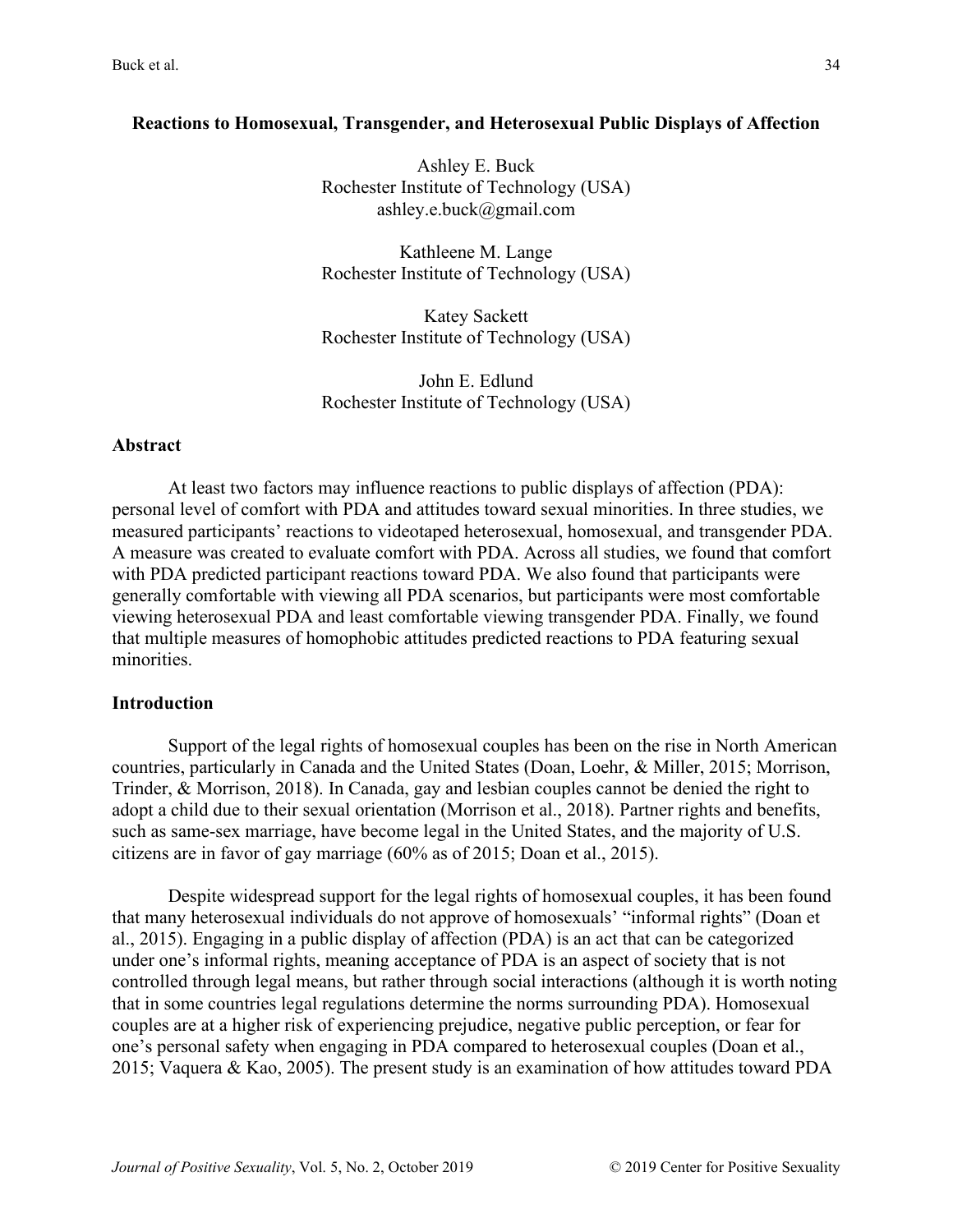# Reactions to Homosexual, Transgender, and Heterosexual Public Displays of Affection

Ashley E. Buck
Rochester Institute of Technology (USA)
ashley.e.buck@gmail.com

Kathleene M. Lange
Rochester Institute of Technology (USA)

Katey Sackett
Rochester Institute of Technology (USA)

John E. Edlund
Rochester Institute of Technology (USA)

## Abstract

At least two factors may influence reactions to public displays of affection (PDA): personal level of comfort with PDA and attitudes toward sexual minorities. In three studies, we measured participants' reactions to videotaped heterosexual, homosexual, and transgender PDA. A measure was created to evaluate comfort with PDA. Across all studies, we found that comfort with PDA predicted participant reactions toward PDA. We also found that participants were generally comfortable with viewing all PDA scenarios, but participants were most comfortable viewing heterosexual PDA and least comfortable viewing transgender PDA. Finally, we found that multiple measures of homophobic attitudes predicted reactions to PDA featuring sexual minorities.

## Introduction

Support of the legal rights of homosexual couples has been on the rise in North American countries, particularly in Canada and the United States (Doan, Loehr, & Miller, 2015; Morrison, Trinder, & Morrison, 2018). In Canada, gay and lesbian couples cannot be denied the right to adopt a child due to their sexual orientation (Morrison et al., 2018). Partner rights and benefits, such as same-sex marriage, have become legal in the United States, and the majority of U.S. citizens are in favor of gay marriage (60% as of 2015; Doan et al., 2015).

Despite widespread support for the legal rights of homosexual couples, it has been found that many heterosexual individuals do not approve of homosexuals' "informal rights" (Doan et al., 2015). Engaging in a public display of affection (PDA) is an act that can be categorized under one's informal rights, meaning acceptance of PDA is an aspect of society that is not controlled through legal means, but rather through social interactions (although it is worth noting that in some countries legal regulations determine the norms surrounding PDA). Homosexual couples are at a higher risk of experiencing prejudice, negative public perception, or fear for one's personal safety when engaging in PDA compared to heterosexual couples (Doan et al., 2015; Vaquera & Kao, 2005). The present study is an examination of how attitudes toward PDA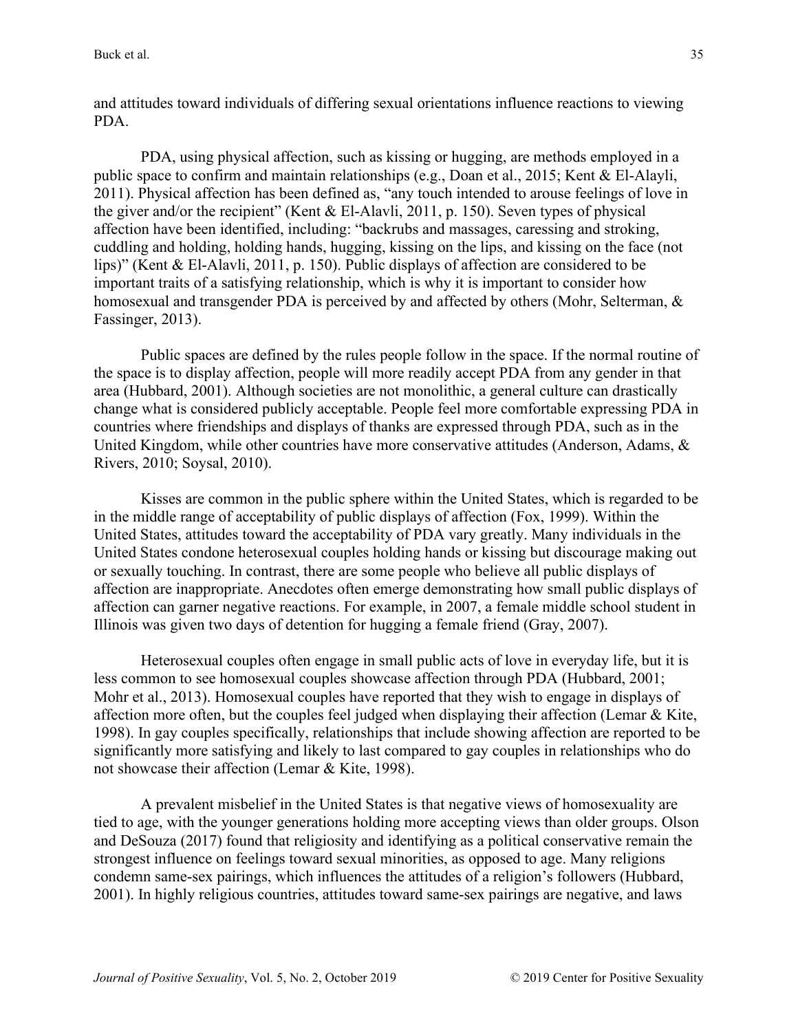and attitudes toward individuals of differing sexual orientations influence reactions to viewing PDA.

PDA, using physical affection, such as kissing or hugging, are methods employed in a public space to confirm and maintain relationships (e.g., Doan et al., 2015; Kent & El-Alayli, 2011). Physical affection has been defined as, "any touch intended to arouse feelings of love in the giver and/or the recipient" (Kent & El-Alavli, 2011, p. 150). Seven types of physical affection have been identified, including: "backrubs and massages, caressing and stroking, cuddling and holding, holding hands, hugging, kissing on the lips, and kissing on the face (not lips)" (Kent & El-Alavli, 2011, p. 150). Public displays of affection are considered to be important traits of a satisfying relationship, which is why it is important to consider how homosexual and transgender PDA is perceived by and affected by others (Mohr, Selterman, & Fassinger, 2013).

Public spaces are defined by the rules people follow in the space. If the normal routine of the space is to display affection, people will more readily accept PDA from any gender in that area (Hubbard, 2001). Although societies are not monolithic, a general culture can drastically change what is considered publicly acceptable. People feel more comfortable expressing PDA in countries where friendships and displays of thanks are expressed through PDA, such as in the United Kingdom, while other countries have more conservative attitudes (Anderson, Adams, & Rivers, 2010; Soysal, 2010).

Kisses are common in the public sphere within the United States, which is regarded to be in the middle range of acceptability of public displays of affection (Fox, 1999). Within the United States, attitudes toward the acceptability of PDA vary greatly. Many individuals in the United States condone heterosexual couples holding hands or kissing but discourage making out or sexually touching. In contrast, there are some people who believe all public displays of affection are inappropriate. Anecdotes often emerge demonstrating how small public displays of affection can garner negative reactions. For example, in 2007, a female middle school student in Illinois was given two days of detention for hugging a female friend (Gray, 2007).

Heterosexual couples often engage in small public acts of love in everyday life, but it is less common to see homosexual couples showcase affection through PDA (Hubbard, 2001; Mohr et al., 2013). Homosexual couples have reported that they wish to engage in displays of affection more often, but the couples feel judged when displaying their affection (Lemar & Kite, 1998). In gay couples specifically, relationships that include showing affection are reported to be significantly more satisfying and likely to last compared to gay couples in relationships who do not showcase their affection (Lemar & Kite, 1998).

A prevalent misbelief in the United States is that negative views of homosexuality are tied to age, with the younger generations holding more accepting views than older groups. Olson and DeSouza (2017) found that religiosity and identifying as a political conservative remain the strongest influence on feelings toward sexual minorities, as opposed to age. Many religions condemn same-sex pairings, which influences the attitudes of a religion's followers (Hubbard, 2001). In highly religious countries, attitudes toward same-sex pairings are negative, and laws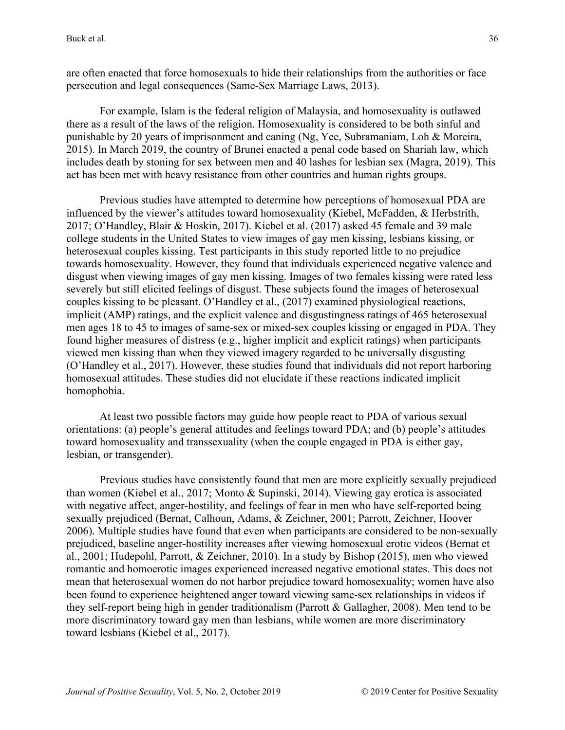are often enacted that force homosexuals to hide their relationships from the authorities or face persecution and legal consequences (Same-Sex Marriage Laws, 2013).

For example, Islam is the federal religion of Malaysia, and homosexuality is outlawed there as a result of the laws of the religion. Homosexuality is considered to be both sinful and punishable by 20 years of imprisonment and caning (Ng, Yee, Subramaniam, Loh & Moreira, 2015). In March 2019, the country of Brunei enacted a penal code based on Shariah law, which includes death by stoning for sex between men and 40 lashes for lesbian sex (Magra, 2019). This act has been met with heavy resistance from other countries and human rights groups.

Previous studies have attempted to determine how perceptions of homosexual PDA are influenced by the viewer's attitudes toward homosexuality (Kiebel, McFadden, & Herbstrith, 2017; O'Handley, Blair & Hoskin, 2017). Kiebel et al. (2017) asked 45 female and 39 male college students in the United States to view images of gay men kissing, lesbians kissing, or heterosexual couples kissing. Test participants in this study reported little to no prejudice towards homosexuality. However, they found that individuals experienced negative valence and disgust when viewing images of gay men kissing. Images of two females kissing were rated less severely but still elicited feelings of disgust. These subjects found the images of heterosexual couples kissing to be pleasant. O'Handley et al., (2017) examined physiological reactions, implicit (AMP) ratings, and the explicit valence and disgustingness ratings of 465 heterosexual men ages 18 to 45 to images of same-sex or mixed-sex couples kissing or engaged in PDA. They found higher measures of distress (e.g., higher implicit and explicit ratings) when participants viewed men kissing than when they viewed imagery regarded to be universally disgusting (O'Handley et al., 2017). However, these studies found that individuals did not report harboring homosexual attitudes. These studies did not elucidate if these reactions indicated implicit homophobia.

At least two possible factors may guide how people react to PDA of various sexual orientations: (a) people's general attitudes and feelings toward PDA; and (b) people's attitudes toward homosexuality and transsexuality (when the couple engaged in PDA is either gay, lesbian, or transgender).

Previous studies have consistently found that men are more explicitly sexually prejudiced than women (Kiebel et al., 2017; Monto & Supinski, 2014). Viewing gay erotica is associated with negative affect, anger-hostility, and feelings of fear in men who have self-reported being sexually prejudiced (Bernat, Calhoun, Adams, & Zeichner, 2001; Parrott, Zeichner, Hoover 2006). Multiple studies have found that even when participants are considered to be non-sexually prejudiced, baseline anger-hostility increases after viewing homosexual erotic videos (Bernat et al., 2001; Hudepohl, Parrott, & Zeichner, 2010). In a study by Bishop (2015), men who viewed romantic and homoerotic images experienced increased negative emotional states. This does not mean that heterosexual women do not harbor prejudice toward homosexuality; women have also been found to experience heightened anger toward viewing same-sex relationships in videos if they self-report being high in gender traditionalism (Parrott & Gallagher, 2008). Men tend to be more discriminatory toward gay men than lesbians, while women are more discriminatory toward lesbians (Kiebel et al., 2017).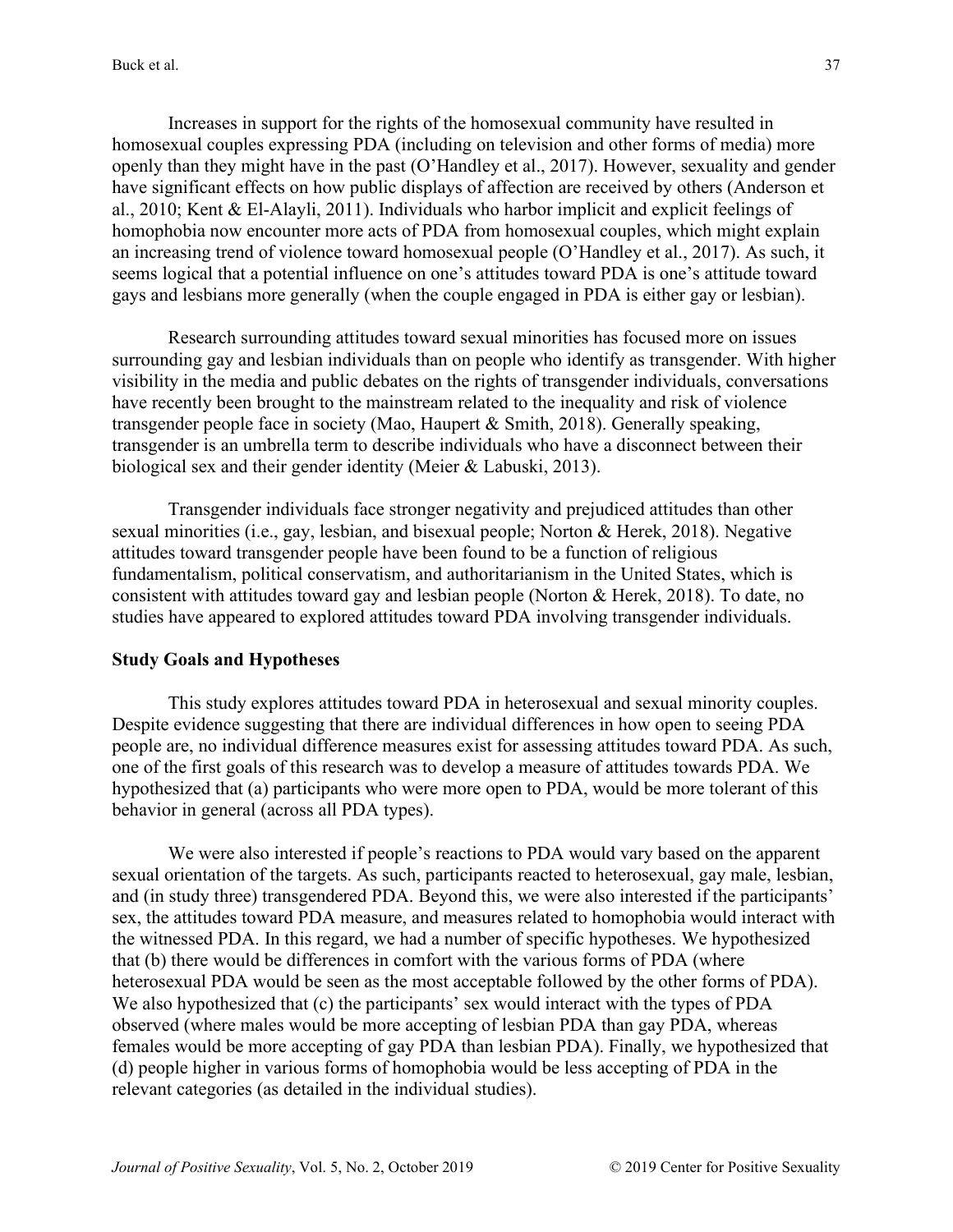Increases in support for the rights of the homosexual community have resulted in homosexual couples expressing PDA (including on television and other forms of media) more openly than they might have in the past (O'Handley et al., 2017). However, sexuality and gender have significant effects on how public displays of affection are received by others (Anderson et al., 2010; Kent & El-Alayli, 2011). Individuals who harbor implicit and explicit feelings of homophobia now encounter more acts of PDA from homosexual couples, which might explain an increasing trend of violence toward homosexual people (O'Handley et al., 2017). As such, it seems logical that a potential influence on one's attitudes toward PDA is one's attitude toward gays and lesbians more generally (when the couple engaged in PDA is either gay or lesbian).

Research surrounding attitudes toward sexual minorities has focused more on issues surrounding gay and lesbian individuals than on people who identify as transgender. With higher visibility in the media and public debates on the rights of transgender individuals, conversations have recently been brought to the mainstream related to the inequality and risk of violence transgender people face in society (Mao, Haupert & Smith, 2018). Generally speaking, transgender is an umbrella term to describe individuals who have a disconnect between their biological sex and their gender identity (Meier & Labuski, 2013).

Transgender individuals face stronger negativity and prejudiced attitudes than other sexual minorities (i.e., gay, lesbian, and bisexual people; Norton & Herek, 2018). Negative attitudes toward transgender people have been found to be a function of religious fundamentalism, political conservatism, and authoritarianism in the United States, which is consistent with attitudes toward gay and lesbian people (Norton & Herek, 2018). To date, no studies have appeared to explored attitudes toward PDA involving transgender individuals.

## Study Goals and Hypotheses

This study explores attitudes toward PDA in heterosexual and sexual minority couples. Despite evidence suggesting that there are individual differences in how open to seeing PDA people are, no individual difference measures exist for assessing attitudes toward PDA. As such, one of the first goals of this research was to develop a measure of attitudes towards PDA. We hypothesized that (a) participants who were more open to PDA, would be more tolerant of this behavior in general (across all PDA types).

We were also interested if people's reactions to PDA would vary based on the apparent sexual orientation of the targets. As such, participants reacted to heterosexual, gay male, lesbian, and (in study three) transgendered PDA. Beyond this, we were also interested if the participants' sex, the attitudes toward PDA measure, and measures related to homophobia would interact with the witnessed PDA. In this regard, we had a number of specific hypotheses. We hypothesized that (b) there would be differences in comfort with the various forms of PDA (where heterosexual PDA would be seen as the most acceptable followed by the other forms of PDA). We also hypothesized that (c) the participants' sex would interact with the types of PDA observed (where males would be more accepting of lesbian PDA than gay PDA, whereas females would be more accepting of gay PDA than lesbian PDA). Finally, we hypothesized that (d) people higher in various forms of homophobia would be less accepting of PDA in the relevant categories (as detailed in the individual studies).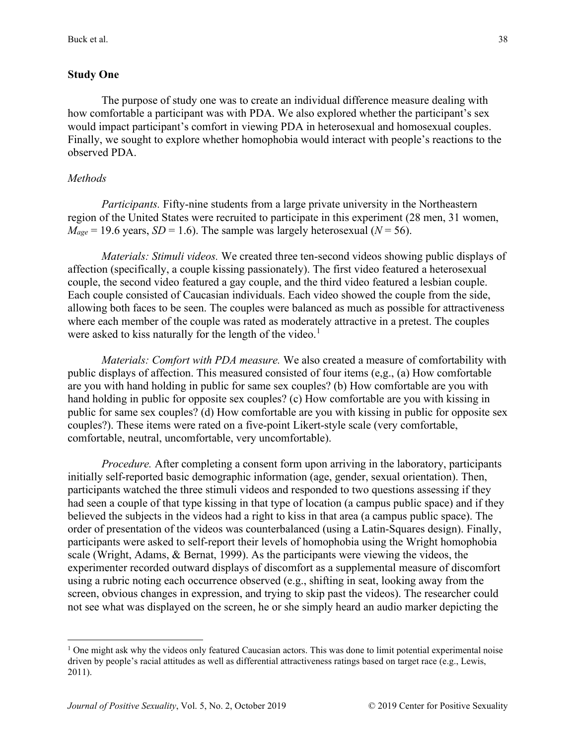### Study One

The purpose of study one was to create an individual difference measure dealing with how comfortable a participant was with PDA. We also explored whether the participant's sex would impact participant's comfort in viewing PDA in heterosexual and homosexual couples. Finally, we sought to explore whether homophobia would interact with people's reactions to the observed PDA.

#### *Methods*

*Participants.* Fifty-nine students from a large private university in the Northeastern region of the United States were recruited to participate in this experiment (28 men, 31 women, $M_{age}$ = 19.6 years, $SD$ = 1.6). The sample was largely heterosexual ($N$ = 56).

*Materials: Stimuli videos.* We created three ten-second videos showing public displays of affection (specifically, a couple kissing passionately). The first video featured a heterosexual couple, the second video featured a gay couple, and the third video featured a lesbian couple. Each couple consisted of Caucasian individuals. Each video showed the couple from the side, allowing both faces to be seen. The couples were balanced as much as possible for attractiveness where each member of the couple was rated as moderately attractive in a pretest. The couples were asked to kiss naturally for the length of the video.[1]

*Materials: Comfort with PDA measure.* We also created a measure of comfortability with public displays of affection. This measured consisted of four items (e,g., (a) How comfortable are you with hand holding in public for same sex couples? (b) How comfortable are you with hand holding in public for opposite sex couples? (c) How comfortable are you with kissing in public for same sex couples? (d) How comfortable are you with kissing in public for opposite sex couples?). These items were rated on a five-point Likert-style scale (very comfortable, comfortable, neutral, uncomfortable, very uncomfortable).

*Procedure.* After completing a consent form upon arriving in the laboratory, participants initially self-reported basic demographic information (age, gender, sexual orientation). Then, participants watched the three stimuli videos and responded to two questions assessing if they had seen a couple of that type kissing in that type of location (a campus public space) and if they believed the subjects in the videos had a right to kiss in that area (a campus public space). The order of presentation of the videos was counterbalanced (using a Latin-Squares design). Finally, participants were asked to self-report their levels of homophobia using the Wright homophobia scale (Wright, Adams, & Bernat, 1999). As the participants were viewing the videos, the experimenter recorded outward displays of discomfort as a supplemental measure of discomfort using a rubric noting each occurrence observed (e.g., shifting in seat, looking away from the screen, obvious changes in expression, and trying to skip past the videos). The researcher could not see what was displayed on the screen, he or she simply heard an audio marker depicting the

---

[1] One might ask why the videos only featured Caucasian actors. This was done to limit potential experimental noise driven by people's racial attitudes as well as differential attractiveness ratings based on target race (e.g., Lewis, 2011).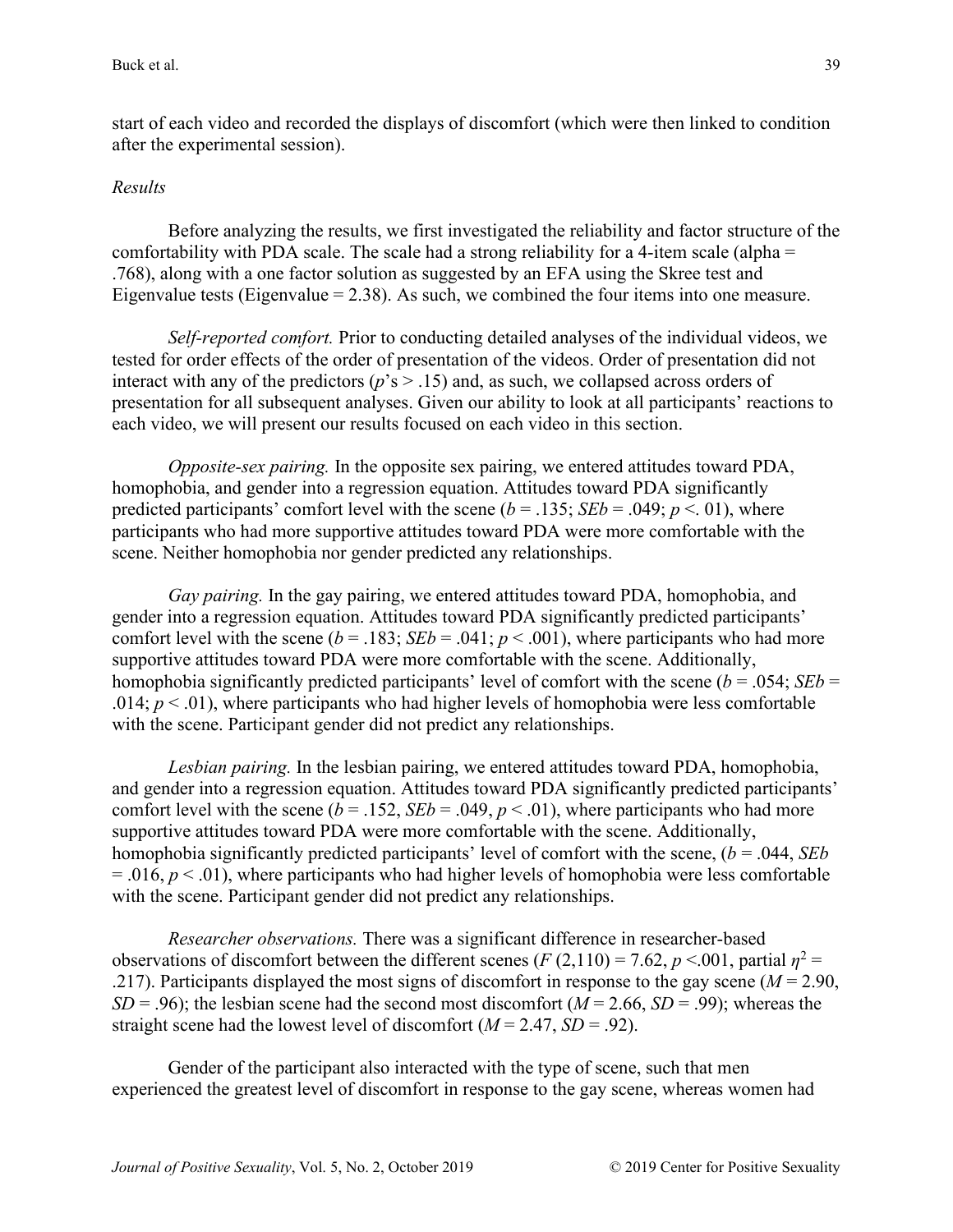start of each video and recorded the displays of discomfort (which were then linked to condition after the experimental session).

*Results*

Before analyzing the results, we first investigated the reliability and factor structure of the comfortability with PDA scale. The scale had a strong reliability for a 4-item scale (alpha = .768), along with a one factor solution as suggested by an EFA using the Skree test and Eigenvalue tests (Eigenvalue = 2.38). As such, we combined the four items into one measure.

*Self-reported comfort.* Prior to conducting detailed analyses of the individual videos, we tested for order effects of the order of presentation of the videos. Order of presentation did not interact with any of the predictors ($p$'s > .15) and, as such, we collapsed across orders of presentation for all subsequent analyses. Given our ability to look at all participants' reactions to each video, we will present our results focused on each video in this section.

*Opposite-sex pairing.* In the opposite sex pairing, we entered attitudes toward PDA, homophobia, and gender into a regression equation. Attitudes toward PDA significantly predicted participants' comfort level with the scene ($b = .135$; $SEb = .049$; $p <. 01$), where participants who had more supportive attitudes toward PDA were more comfortable with the scene. Neither homophobia nor gender predicted any relationships.

*Gay pairing.* In the gay pairing, we entered attitudes toward PDA, homophobia, and gender into a regression equation. Attitudes toward PDA significantly predicted participants' comfort level with the scene ($b = .183$; $SEb = .041$; $p < .001$), where participants who had more supportive attitudes toward PDA were more comfortable with the scene. Additionally, homophobia significantly predicted participants' level of comfort with the scene ($b = .054$; $SEb = .014$; $p < .01$), where participants who had higher levels of homophobia were less comfortable with the scene. Participant gender did not predict any relationships.

*Lesbian pairing.* In the lesbian pairing, we entered attitudes toward PDA, homophobia, and gender into a regression equation. Attitudes toward PDA significantly predicted participants' comfort level with the scene ($b = .152$, $SEb = .049$, $p < .01$), where participants who had more supportive attitudes toward PDA were more comfortable with the scene. Additionally, homophobia significantly predicted participants' level of comfort with the scene, ($b = .044$, $SEb = .016$, $p < .01$), where participants who had higher levels of homophobia were less comfortable with the scene. Participant gender did not predict any relationships.

*Researcher observations.* There was a significant difference in researcher-based observations of discomfort between the different scenes ($F$ (2,110) = 7.62, $p$ <.001, partial $\eta^2$ = .217). Participants displayed the most signs of discomfort in response to the gay scene ($M = 2.90$, $SD = .96$); the lesbian scene had the second most discomfort ($M = 2.66$, $SD = .99$); whereas the straight scene had the lowest level of discomfort ($M = 2.47$, $SD = .92$).

Gender of the participant also interacted with the type of scene, such that men experienced the greatest level of discomfort in response to the gay scene, whereas women had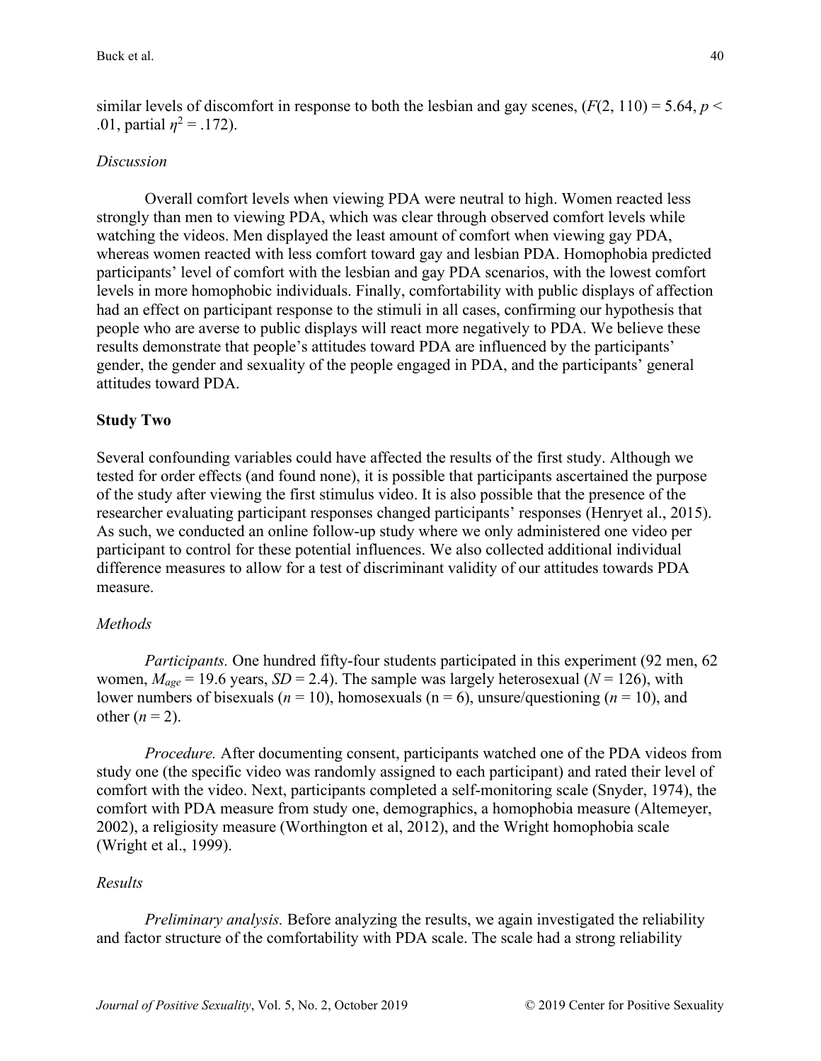similar levels of discomfort in response to both the lesbian and gay scenes, ($F(2, 110) = 5.64$, $p < .01$, partial $\eta^2 = .172$).

*Discussion*

Overall comfort levels when viewing PDA were neutral to high. Women reacted less strongly than men to viewing PDA, which was clear through observed comfort levels while watching the videos. Men displayed the least amount of comfort when viewing gay PDA, whereas women reacted with less comfort toward gay and lesbian PDA. Homophobia predicted participants' level of comfort with the lesbian and gay PDA scenarios, with the lowest comfort levels in more homophobic individuals. Finally, comfortability with public displays of affection had an effect on participant response to the stimuli in all cases, confirming our hypothesis that people who are averse to public displays will react more negatively to PDA. We believe these results demonstrate that people's attitudes toward PDA are influenced by the participants' gender, the gender and sexuality of the people engaged in PDA, and the participants' general attitudes toward PDA.

**Study Two**

Several confounding variables could have affected the results of the first study. Although we tested for order effects (and found none), it is possible that participants ascertained the purpose of the study after viewing the first stimulus video. It is also possible that the presence of the researcher evaluating participant responses changed participants' responses (Henryet al., 2015). As such, we conducted an online follow-up study where we only administered one video per participant to control for these potential influences. We also collected additional individual difference measures to allow for a test of discriminant validity of our attitudes towards PDA measure.

*Methods*

*Participants.* One hundred fifty-four students participated in this experiment (92 men, 62 women, $M_{age} = 19.6$ years, $SD = 2.4$). The sample was largely heterosexual ($N = 126$), with lower numbers of bisexuals ($n = 10$), homosexuals ($n = 6$), unsure/questioning ($n = 10$), and other ($n = 2$).

*Procedure.* After documenting consent, participants watched one of the PDA videos from study one (the specific video was randomly assigned to each participant) and rated their level of comfort with the video. Next, participants completed a self-monitoring scale (Snyder, 1974), the comfort with PDA measure from study one, demographics, a homophobia measure (Altemeyer, 2002), a religiosity measure (Worthington et al, 2012), and the Wright homophobia scale (Wright et al., 1999).

*Results*

*Preliminary analysis.* Before analyzing the results, we again investigated the reliability and factor structure of the comfortability with PDA scale. The scale had a strong reliability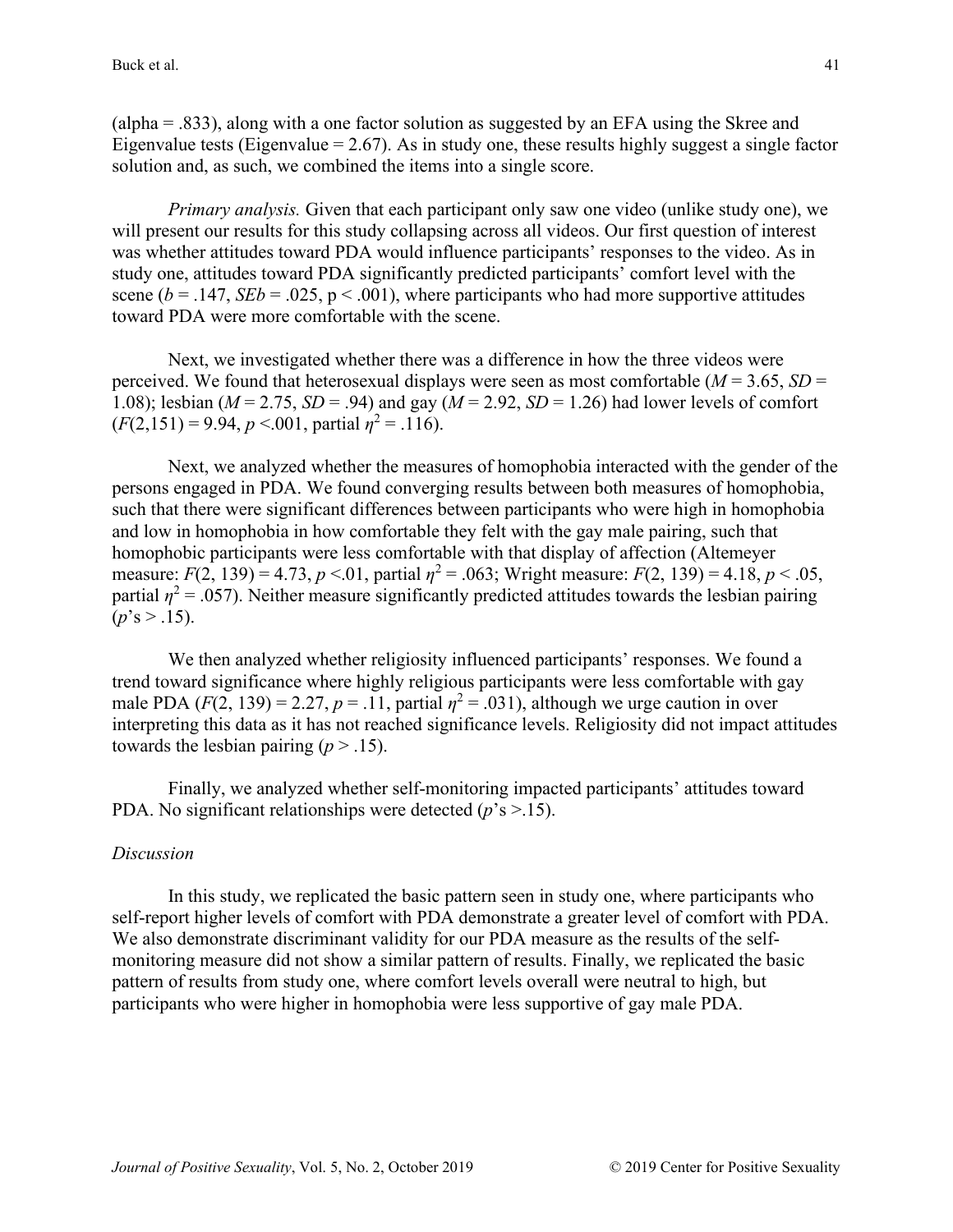(alpha = .833), along with a one factor solution as suggested by an EFA using the Skree and Eigenvalue tests (Eigenvalue = 2.67). As in study one, these results highly suggest a single factor solution and, as such, we combined the items into a single score.

*Primary analysis.* Given that each participant only saw one video (unlike study one), we will present our results for this study collapsing across all videos. Our first question of interest was whether attitudes toward PDA would influence participants' responses to the video. As in study one, attitudes toward PDA significantly predicted participants' comfort level with the scene ($b = .147$, $SEb = .025$, $p < .001$), where participants who had more supportive attitudes toward PDA were more comfortable with the scene.

Next, we investigated whether there was a difference in how the three videos were perceived. We found that heterosexual displays were seen as most comfortable ($M = 3.65$, $SD = 1.08$); lesbian ($M = 2.75$, $SD = .94$) and gay ($M = 2.92$, $SD = 1.26$) had lower levels of comfort ($F(2,151) = 9.94$, $p < .001$, partial $\eta^2 = .116$).

Next, we analyzed whether the measures of homophobia interacted with the gender of the persons engaged in PDA. We found converging results between both measures of homophobia, such that there were significant differences between participants who were high in homophobia and low in homophobia in how comfortable they felt with the gay male pairing, such that homophobic participants were less comfortable with that display of affection (Altemeyer measure: $F(2, 139) = 4.73$, $p < .01$, partial $\eta^2 = .063$; Wright measure: $F(2, 139) = 4.18$, $p < .05$, partial $\eta^2 = .057$). Neither measure significantly predicted attitudes towards the lesbian pairing ($p$'s > .15).

We then analyzed whether religiosity influenced participants' responses. We found a trend toward significance where highly religious participants were less comfortable with gay male PDA ($F(2, 139) = 2.27$, $p = .11$, partial $\eta^2 = .031$), although we urge caution in over interpreting this data as it has not reached significance levels. Religiosity did not impact attitudes towards the lesbian pairing ($p > .15$).

Finally, we analyzed whether self-monitoring impacted participants' attitudes toward PDA. No significant relationships were detected ($p$'s >.15).

*Discussion*

In this study, we replicated the basic pattern seen in study one, where participants who self-report higher levels of comfort with PDA demonstrate a greater level of comfort with PDA. We also demonstrate discriminant validity for our PDA measure as the results of the self-monitoring measure did not show a similar pattern of results. Finally, we replicated the basic pattern of results from study one, where comfort levels overall were neutral to high, but participants who were higher in homophobia were less supportive of gay male PDA.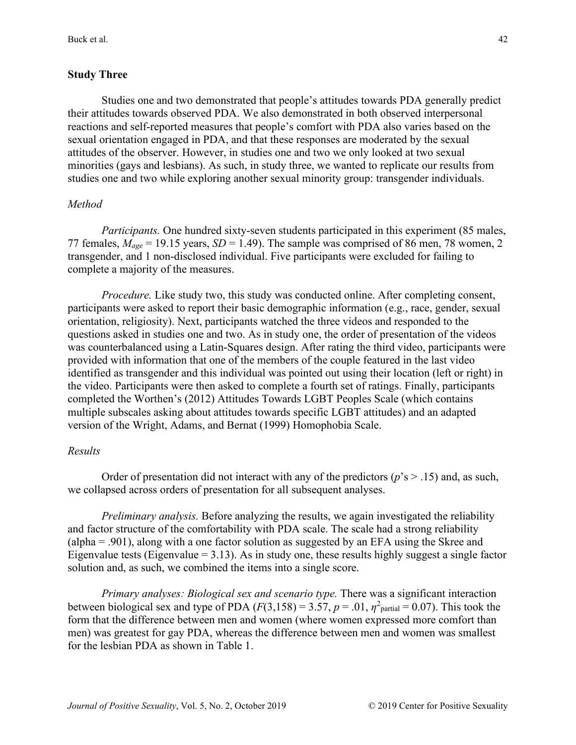### Study Three

Studies one and two demonstrated that people's attitudes towards PDA generally predict their attitudes towards observed PDA. We also demonstrated in both observed interpersonal reactions and self-reported measures that people's comfort with PDA also varies based on the sexual orientation engaged in PDA, and that these responses are moderated by the sexual attitudes of the observer. However, in studies one and two we only looked at two sexual minorities (gays and lesbians). As such, in study three, we wanted to replicate our results from studies one and two while exploring another sexual minority group: transgender individuals.

#### *Method*

*Participants.* One hundred sixty-seven students participated in this experiment (85 males, 77 females, $M_{age}$ = 19.15 years, $SD$ = 1.49). The sample was comprised of 86 men, 78 women, 2 transgender, and 1 non-disclosed individual. Five participants were excluded for failing to complete a majority of the measures.

*Procedure.* Like study two, this study was conducted online. After completing consent, participants were asked to report their basic demographic information (e.g., race, gender, sexual orientation, religiosity). Next, participants watched the three videos and responded to the questions asked in studies one and two. As in study one, the order of presentation of the videos was counterbalanced using a Latin-Squares design. After rating the third video, participants were provided with information that one of the members of the couple featured in the last video identified as transgender and this individual was pointed out using their location (left or right) in the video. Participants were then asked to complete a fourth set of ratings. Finally, participants completed the Worthen's (2012) Attitudes Towards LGBT Peoples Scale (which contains multiple subscales asking about attitudes towards specific LGBT attitudes) and an adapted version of the Wright, Adams, and Bernat (1999) Homophobia Scale.

#### *Results*

Order of presentation did not interact with any of the predictors ($p$'s > .15) and, as such, we collapsed across orders of presentation for all subsequent analyses.

*Preliminary analysis.* Before analyzing the results, we again investigated the reliability and factor structure of the comfortability with PDA scale. The scale had a strong reliability (alpha = .901), along with a one factor solution as suggested by an EFA using the Skree and Eigenvalue tests (Eigenvalue = 3.13). As in study one, these results highly suggest a single factor solution and, as such, we combined the items into a single score.

*Primary analyses: Biological sex and scenario type.* There was a significant interaction between biological sex and type of PDA ($F(3,158) = 3.57$, $p = .01$, $\eta^2_{\text{partial}} = 0.07$). This took the form that the difference between men and women (where women expressed more comfort than men) was greatest for gay PDA, whereas the difference between men and women was smallest for the lesbian PDA as shown in Table 1.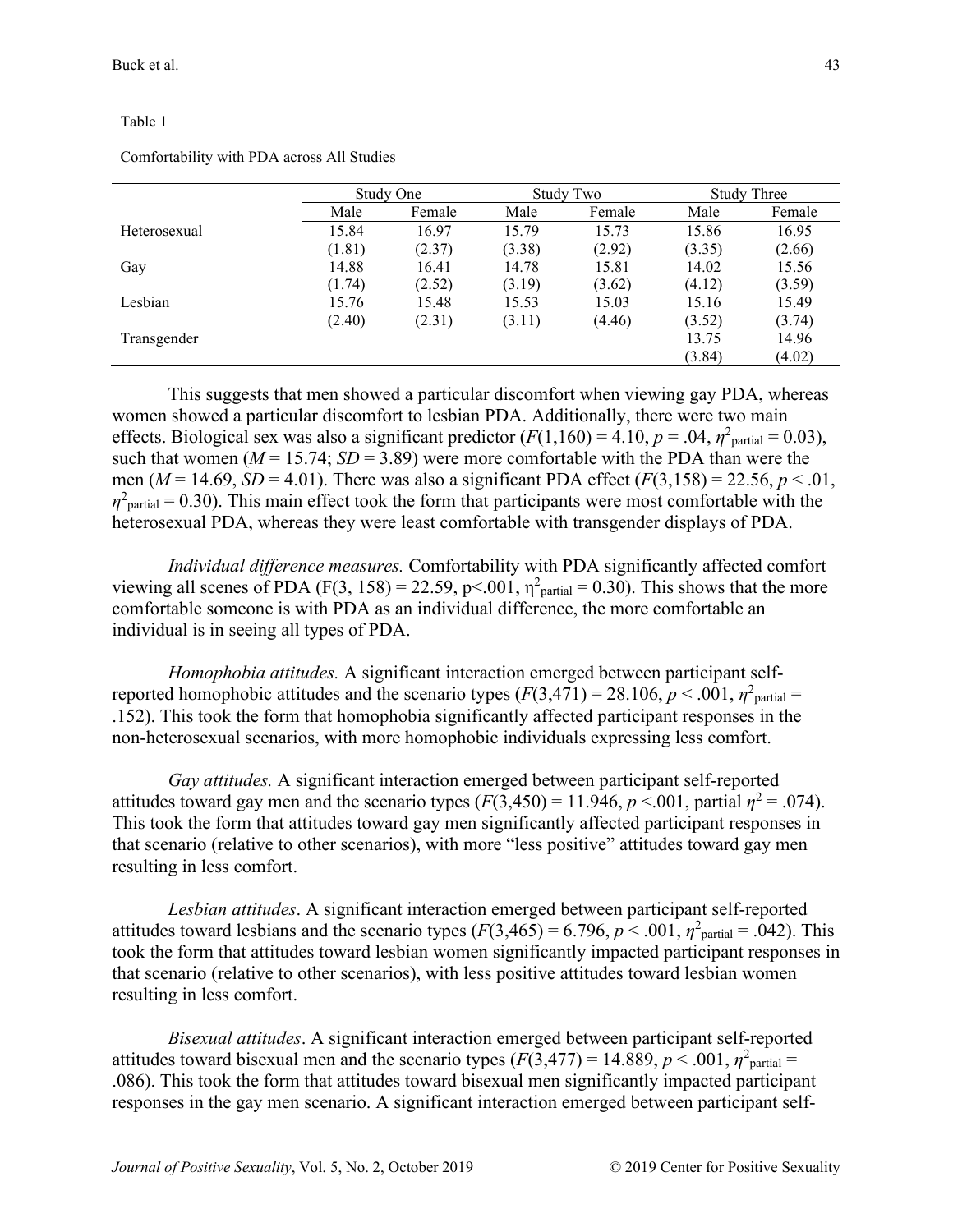Table 1

Comfortability with PDA across All Studies

| | Study One | | Study Two | | Study Three | |
|---|---|---|---|---|---|---|
| | Male | Female | Male | Female | Male | Female |
| Heterosexual | 15.84 | 16.97 | 15.79 | 15.73 | 15.86 | 16.95 |
| | (1.81) | (2.37) | (3.38) | (2.92) | (3.35) | (2.66) |
| Gay | 14.88 | 16.41 | 14.78 | 15.81 | 14.02 | 15.56 |
| | (1.74) | (2.52) | (3.19) | (3.62) | (4.12) | (3.59) |
| Lesbian | 15.76 | 15.48 | 15.53 | 15.03 | 15.16 | 15.49 |
| | (2.40) | (2.31) | (3.11) | (4.46) | (3.52) | (3.74) |
| Transgender | | | | | 13.75 | 14.96 |
| | | | | | (3.84) | (4.02) |

This suggests that men showed a particular discomfort when viewing gay PDA, whereas women showed a particular discomfort to lesbian PDA. Additionally, there were two main effects. Biological sex was also a significant predictor ($F(1,160) = 4.10$, $p = .04$, $\eta^2_{\text{partial}} = 0.03$), such that women ($M = 15.74$; $SD = 3.89$) were more comfortable with the PDA than were the men ($M = 14.69$, $SD = 4.01$). There was also a significant PDA effect ($F(3,158) = 22.56$, $p < .01$, $\eta^2_{\text{partial}} = 0.30$). This main effect took the form that participants were most comfortable with the heterosexual PDA, whereas they were least comfortable with transgender displays of PDA.

*Individual difference measures.* Comfortability with PDA significantly affected comfort viewing all scenes of PDA ($F(3, 158) = 22.59$, $p<.001$, $\eta^2_{\text{partial}} = 0.30$). This shows that the more comfortable someone is with PDA as an individual difference, the more comfortable an individual is in seeing all types of PDA.

*Homophobia attitudes.* A significant interaction emerged between participant self-reported homophobic attitudes and the scenario types ($F(3,471) = 28.106$, $p < .001$, $\eta^2_{\text{partial}} = .152$). This took the form that homophobia significantly affected participant responses in the non-heterosexual scenarios, with more homophobic individuals expressing less comfort.

*Gay attitudes.* A significant interaction emerged between participant self-reported attitudes toward gay men and the scenario types ($F(3,450) = 11.946$, $p <.001$, partial $\eta^2 = .074$). This took the form that attitudes toward gay men significantly affected participant responses in that scenario (relative to other scenarios), with more "less positive" attitudes toward gay men resulting in less comfort.

*Lesbian attitudes*. A significant interaction emerged between participant self-reported attitudes toward lesbians and the scenario types ($F(3,465) = 6.796$, $p < .001$, $\eta^2_{\text{partial}} = .042$). This took the form that attitudes toward lesbian women significantly impacted participant responses in that scenario (relative to other scenarios), with less positive attitudes toward lesbian women resulting in less comfort.

*Bisexual attitudes*. A significant interaction emerged between participant self-reported attitudes toward bisexual men and the scenario types ($F(3,477) = 14.889$, $p < .001$, $\eta^2_{\text{partial}} = .086$). This took the form that attitudes toward bisexual men significantly impacted participant responses in the gay men scenario. A significant interaction emerged between participant self-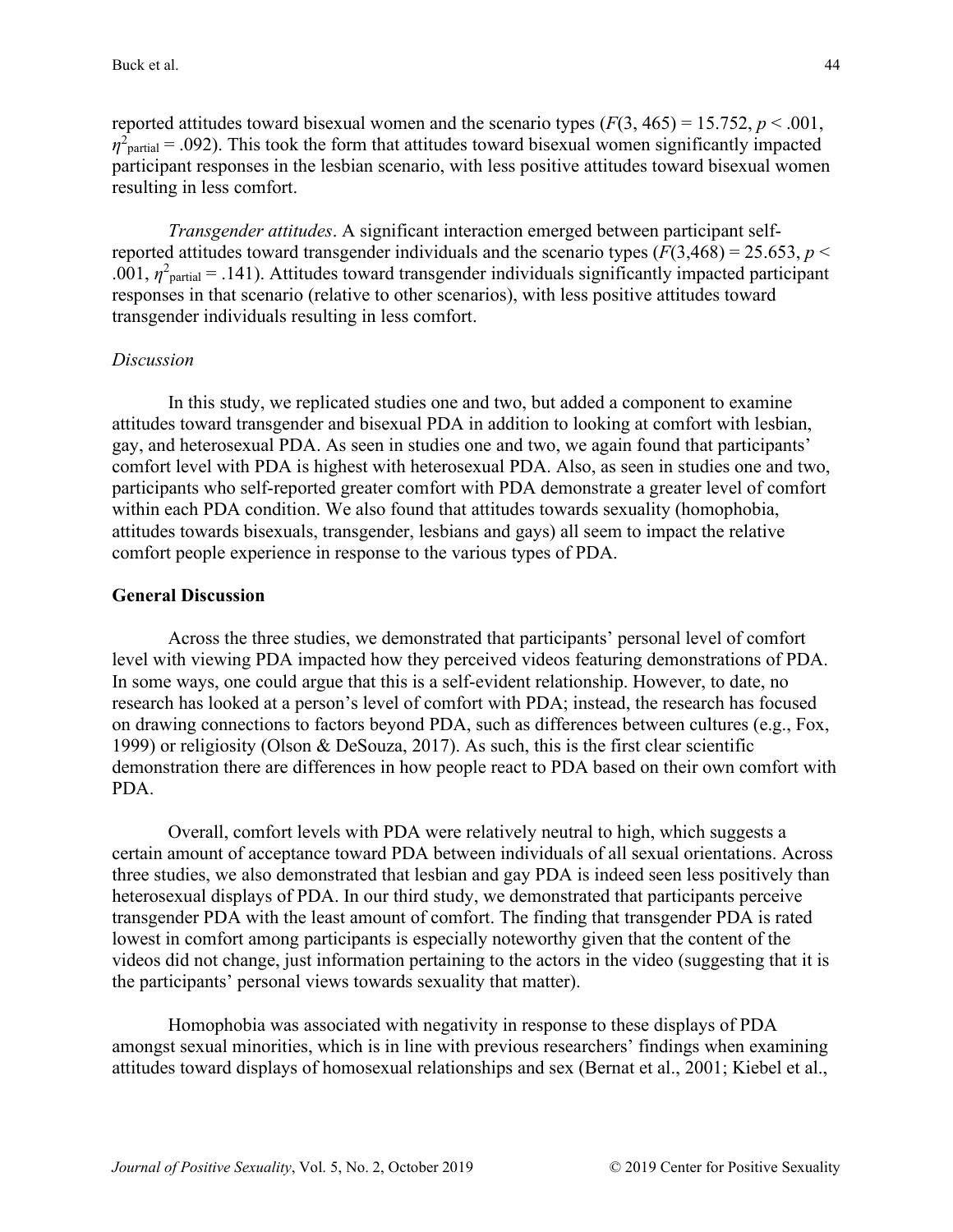reported attitudes toward bisexual women and the scenario types ($F(3, 465) = 15.752$, $p < .001$, $\eta^2_{\text{partial}} = .092$). This took the form that attitudes toward bisexual women significantly impacted participant responses in the lesbian scenario, with less positive attitudes toward bisexual women resulting in less comfort.

*Transgender attitudes*. A significant interaction emerged between participant self-reported attitudes toward transgender individuals and the scenario types ($F(3,468) = 25.653$, $p < .001$, $\eta^2_{\text{partial}} = .141$). Attitudes toward transgender individuals significantly impacted participant responses in that scenario (relative to other scenarios), with less positive attitudes toward transgender individuals resulting in less comfort.

*Discussion*

In this study, we replicated studies one and two, but added a component to examine attitudes toward transgender and bisexual PDA in addition to looking at comfort with lesbian, gay, and heterosexual PDA. As seen in studies one and two, we again found that participants' comfort level with PDA is highest with heterosexual PDA. Also, as seen in studies one and two, participants who self-reported greater comfort with PDA demonstrate a greater level of comfort within each PDA condition. We also found that attitudes towards sexuality (homophobia, attitudes towards bisexuals, transgender, lesbians and gays) all seem to impact the relative comfort people experience in response to the various types of PDA.

## General Discussion

Across the three studies, we demonstrated that participants' personal level of comfort level with viewing PDA impacted how they perceived videos featuring demonstrations of PDA. In some ways, one could argue that this is a self-evident relationship. However, to date, no research has looked at a person's level of comfort with PDA; instead, the research has focused on drawing connections to factors beyond PDA, such as differences between cultures (e.g., Fox, 1999) or religiosity (Olson & DeSouza, 2017). As such, this is the first clear scientific demonstration there are differences in how people react to PDA based on their own comfort with PDA.

Overall, comfort levels with PDA were relatively neutral to high, which suggests a certain amount of acceptance toward PDA between individuals of all sexual orientations. Across three studies, we also demonstrated that lesbian and gay PDA is indeed seen less positively than heterosexual displays of PDA. In our third study, we demonstrated that participants perceive transgender PDA with the least amount of comfort. The finding that transgender PDA is rated lowest in comfort among participants is especially noteworthy given that the content of the videos did not change, just information pertaining to the actors in the video (suggesting that it is the participants' personal views towards sexuality that matter).

Homophobia was associated with negativity in response to these displays of PDA amongst sexual minorities, which is in line with previous researchers' findings when examining attitudes toward displays of homosexual relationships and sex (Bernat et al., 2001; Kiebel et al.,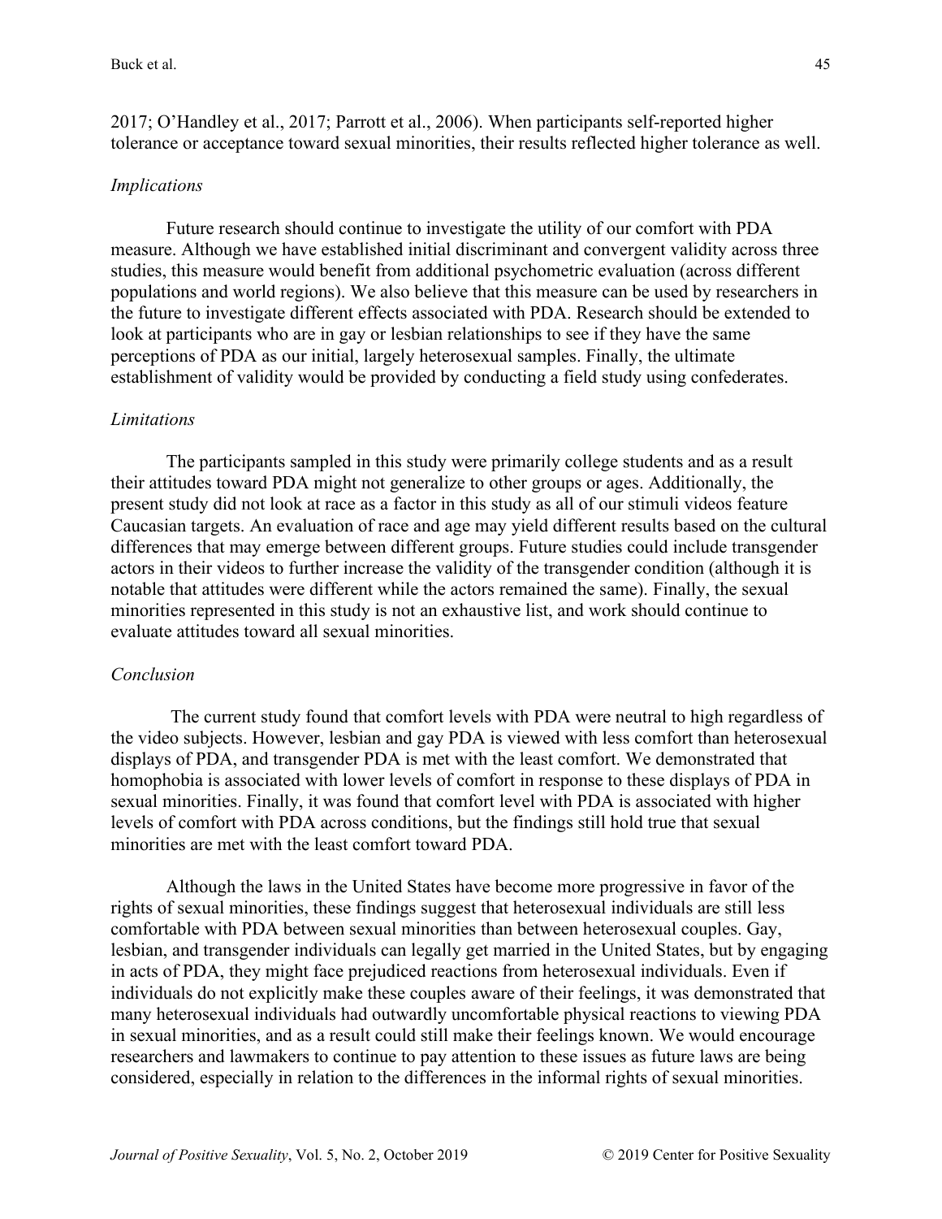2017; O'Handley et al., 2017; Parrott et al., 2006). When participants self-reported higher tolerance or acceptance toward sexual minorities, their results reflected higher tolerance as well.

### *Implications*

Future research should continue to investigate the utility of our comfort with PDA measure. Although we have established initial discriminant and convergent validity across three studies, this measure would benefit from additional psychometric evaluation (across different populations and world regions). We also believe that this measure can be used by researchers in the future to investigate different effects associated with PDA. Research should be extended to look at participants who are in gay or lesbian relationships to see if they have the same perceptions of PDA as our initial, largely heterosexual samples. Finally, the ultimate establishment of validity would be provided by conducting a field study using confederates.

### *Limitations*

The participants sampled in this study were primarily college students and as a result their attitudes toward PDA might not generalize to other groups or ages. Additionally, the present study did not look at race as a factor in this study as all of our stimuli videos feature Caucasian targets. An evaluation of race and age may yield different results based on the cultural differences that may emerge between different groups. Future studies could include transgender actors in their videos to further increase the validity of the transgender condition (although it is notable that attitudes were different while the actors remained the same). Finally, the sexual minorities represented in this study is not an exhaustive list, and work should continue to evaluate attitudes toward all sexual minorities.

### *Conclusion*

The current study found that comfort levels with PDA were neutral to high regardless of the video subjects. However, lesbian and gay PDA is viewed with less comfort than heterosexual displays of PDA, and transgender PDA is met with the least comfort. We demonstrated that homophobia is associated with lower levels of comfort in response to these displays of PDA in sexual minorities. Finally, it was found that comfort level with PDA is associated with higher levels of comfort with PDA across conditions, but the findings still hold true that sexual minorities are met with the least comfort toward PDA.

Although the laws in the United States have become more progressive in favor of the rights of sexual minorities, these findings suggest that heterosexual individuals are still less comfortable with PDA between sexual minorities than between heterosexual couples. Gay, lesbian, and transgender individuals can legally get married in the United States, but by engaging in acts of PDA, they might face prejudiced reactions from heterosexual individuals. Even if individuals do not explicitly make these couples aware of their feelings, it was demonstrated that many heterosexual individuals had outwardly uncomfortable physical reactions to viewing PDA in sexual minorities, and as a result could still make their feelings known. We would encourage researchers and lawmakers to continue to pay attention to these issues as future laws are being considered, especially in relation to the differences in the informal rights of sexual minorities.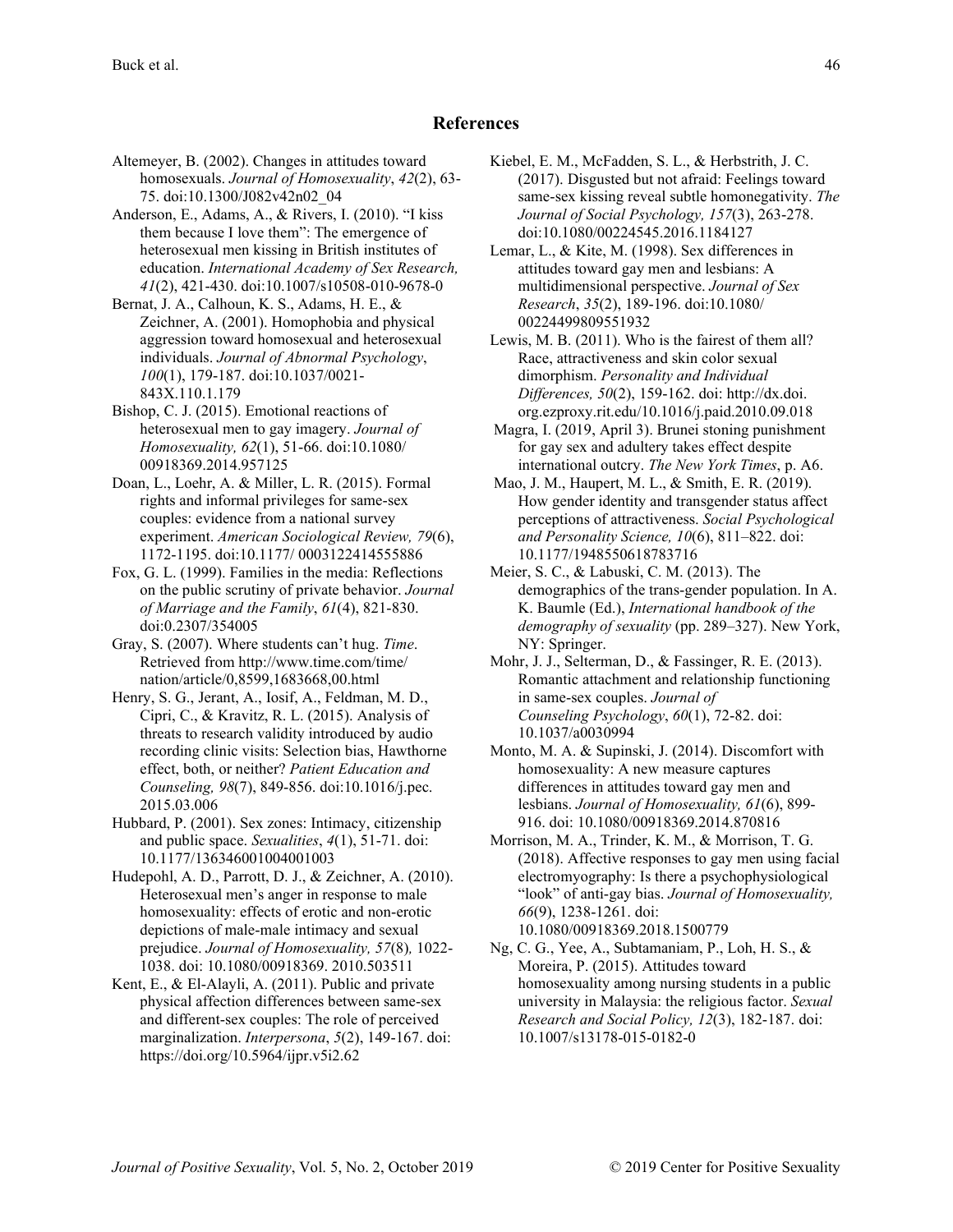## References

Altemeyer, B. (2002). Changes in attitudes toward homosexuals. *Journal of Homosexuality*, *42*(2), 63-75. doi:10.1300/J082v42n02_04

Anderson, E., Adams, A., & Rivers, I. (2010). "I kiss them because I love them": The emergence of heterosexual men kissing in British institutes of education. *International Academy of Sex Research, 41*(2), 421-430. doi:10.1007/s10508-010-9678-0

Bernat, J. A., Calhoun, K. S., Adams, H. E., & Zeichner, A. (2001). Homophobia and physical aggression toward homosexual and heterosexual individuals. *Journal of Abnormal Psychology*, *100*(1), 179-187. doi:10.1037/0021-843X.110.1.179

Bishop, C. J. (2015). Emotional reactions of heterosexual men to gay imagery. *Journal of Homosexuality, 62*(1), 51-66. doi:10.1080/00918369.2014.957125

Doan, L., Loehr, A. & Miller, L. R. (2015). Formal rights and informal privileges for same-sex couples: evidence from a national survey experiment. *American Sociological Review, 79*(6), 1172-1195. doi:10.1177/ 0003122414555886

Fox, G. L. (1999). Families in the media: Reflections on the public scrutiny of private behavior. *Journal of Marriage and the Family*, *61*(4), 821-830. doi:0.2307/354005

Gray, S. (2007). Where students can't hug. *Time*. Retrieved from http://www.time.com/time/nation/article/0,8599,1683668,00.html

Henry, S. G., Jerant, A., Iosif, A., Feldman, M. D., Cipri, C., & Kravitz, R. L. (2015). Analysis of threats to research validity introduced by audio recording clinic visits: Selection bias, Hawthorne effect, both, or neither? *Patient Education and Counseling, 98*(7), 849-856. doi:10.1016/j.pec.2015.03.006

Hubbard, P. (2001). Sex zones: Intimacy, citizenship and public space. *Sexualities*, *4*(1), 51-71. doi: 10.1177/136346001004001003

Hudepohl, A. D., Parrott, D. J., & Zeichner, A. (2010). Heterosexual men's anger in response to male homosexuality: effects of erotic and non-erotic depictions of male-male intimacy and sexual prejudice. *Journal of Homosexuality, 57*(8)*,* 1022-1038. doi: 10.1080/00918369. 2010.503511

Kent, E., & El-Alayli, A. (2011). Public and private physical affection differences between same-sex and different-sex couples: The role of perceived marginalization. *Interpersona*, *5*(2), 149-167. doi: https://doi.org/10.5964/ijpr.v5i2.62

Kiebel, E. M., McFadden, S. L., & Herbstrith, J. C. (2017). Disgusted but not afraid: Feelings toward same-sex kissing reveal subtle homonegativity. *The Journal of Social Psychology, 157*(3), 263-278. doi:10.1080/00224545.2016.1184127

Lemar, L., & Kite, M. (1998). Sex differences in attitudes toward gay men and lesbians: A multidimensional perspective. *Journal of Sex Research*, *35*(2), 189-196. doi:10.1080/ 00224499809551932

Lewis, M. B. (2011). Who is the fairest of them all? Race, attractiveness and skin color sexual dimorphism. *Personality and Individual Differences, 50*(2), 159-162. doi: http://dx.doi.org.ezproxy.rit.edu/10.1016/j.paid.2010.09.018

Magra, I. (2019, April 3). Brunei stoning punishment for gay sex and adultery takes effect despite international outcry. *The New York Times*, p. A6.

Mao, J. M., Haupert, M. L., & Smith, E. R. (2019). How gender identity and transgender status affect perceptions of attractiveness. *Social Psychological and Personality Science, 10*(6), 811–822. doi: 10.1177/1948550618783716

Meier, S. C., & Labuski, C. M. (2013). The demographics of the trans-gender population. In A. K. Baumle (Ed.), *International handbook of the demography of sexuality* (pp. 289–327). New York, NY: Springer.

Mohr, J. J., Selterman, D., & Fassinger, R. E. (2013). Romantic attachment and relationship functioning in same-sex couples. *Journal of Counseling Psychology*, *60*(1), 72-82. doi: 10.1037/a0030994

Monto, M. A. & Supinski, J. (2014). Discomfort with homosexuality: A new measure captures differences in attitudes toward gay men and lesbians. *Journal of Homosexuality, 61*(6), 899-916. doi: 10.1080/00918369.2014.870816

Morrison, M. A., Trinder, K. M., & Morrison, T. G. (2018). Affective responses to gay men using facial electromyography: Is there a psychophysiological "look" of anti-gay bias. *Journal of Homosexuality, 66*(9), 1238-1261. doi: 10.1080/00918369.2018.1500779

Ng, C. G., Yee, A., Subtamaniam, P., Loh, H. S., & Moreira, P. (2015). Attitudes toward homosexuality among nursing students in a public university in Malaysia: the religious factor. *Sexual Research and Social Policy, 12*(3), 182-187. doi: 10.1007/s13178-015-0182-0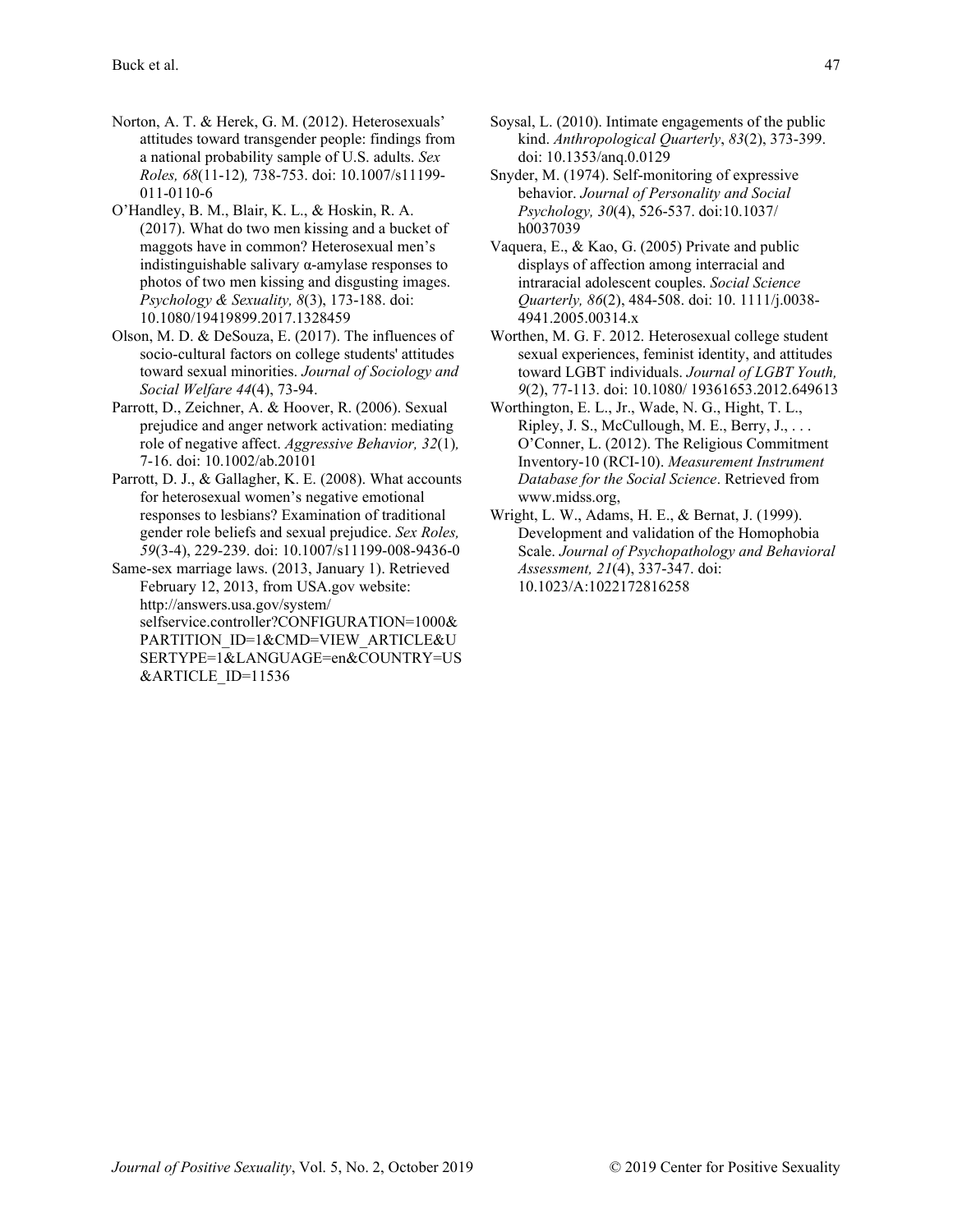Norton, A. T. & Herek, G. M. (2012). Heterosexuals' attitudes toward transgender people: findings from a national probability sample of U.S. adults. *Sex Roles, 68*(11-12)*,* 738-753. doi: 10.1007/s11199-011-0110-6

O'Handley, B. M., Blair, K. L., & Hoskin, R. A. (2017). What do two men kissing and a bucket of maggots have in common? Heterosexual men's indistinguishable salivary α-amylase responses to photos of two men kissing and disgusting images. *Psychology & Sexuality, 8*(3), 173-188. doi: 10.1080/19419899.2017.1328459

Olson, M. D. & DeSouza, E. (2017). The influences of socio-cultural factors on college students' attitudes toward sexual minorities. *Journal of Sociology and Social Welfare 44*(4), 73-94.

Parrott, D., Zeichner, A. & Hoover, R. (2006). Sexual prejudice and anger network activation: mediating role of negative affect. *Aggressive Behavior, 32*(1)*,* 7-16. doi: 10.1002/ab.20101

Parrott, D. J., & Gallagher, K. E. (2008). What accounts for heterosexual women's negative emotional responses to lesbians? Examination of traditional gender role beliefs and sexual prejudice. *Sex Roles, 59*(3-4), 229-239. doi: 10.1007/s11199-008-9436-0

Same-sex marriage laws. (2013, January 1). Retrieved February 12, 2013, from USA.gov website: http://answers.usa.gov/system/selfservice.controller?CONFIGURATION=1000&PARTITION_ID=1&CMD=VIEW_ARTICLE&USERTYPE=1&LANGUAGE=en&COUNTRY=US&ARTICLE_ID=11536

Soysal, L. (2010). Intimate engagements of the public kind. *Anthropological Quarterly*, *83*(2), 373-399. doi: 10.1353/anq.0.0129

Snyder, M. (1974). Self-monitoring of expressive behavior. *Journal of Personality and Social Psychology, 30*(4), 526-537. doi:10.1037/h0037039

Vaquera, E., & Kao, G. (2005) Private and public displays of affection among interracial and intraracial adolescent couples. *Social Science Quarterly, 86*(2), 484-508. doi: 10. 1111/j.0038-4941.2005.00314.x

Worthen, M. G. F. 2012. Heterosexual college student sexual experiences, feminist identity, and attitudes toward LGBT individuals. *Journal of LGBT Youth, 9*(2), 77-113. doi: 10.1080/ 19361653.2012.649613

Worthington, E. L., Jr., Wade, N. G., Hight, T. L., Ripley, J. S., McCullough, M. E., Berry, J., . . . O'Conner, L. (2012). The Religious Commitment Inventory-10 (RCI-10). *Measurement Instrument Database for the Social Science*. Retrieved from www.midss.org,

Wright, L. W., Adams, H. E., & Bernat, J. (1999). Development and validation of the Homophobia Scale. *Journal of Psychopathology and Behavioral Assessment, 21*(4), 337-347. doi: 10.1023/A:1022172816258